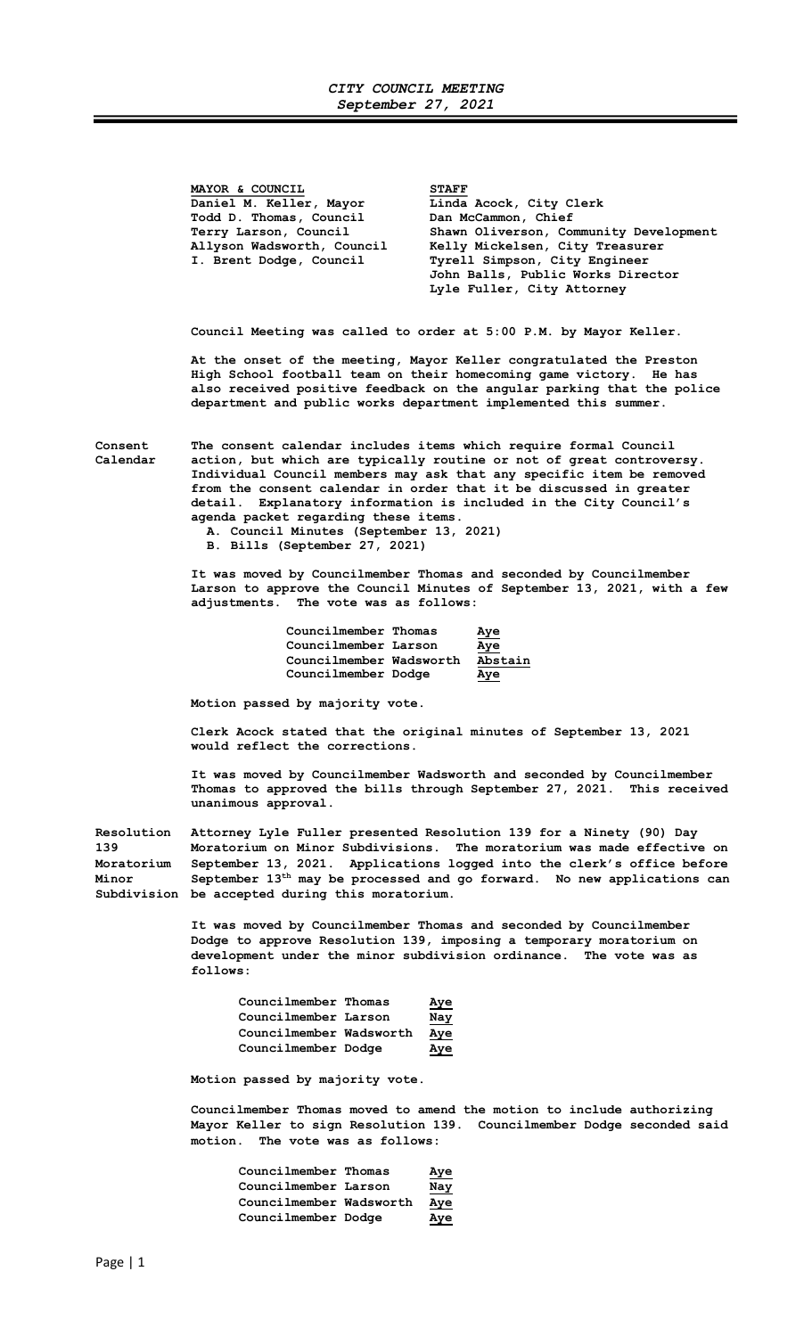# *CITY COUNCIL MEETING*
## *September 27, 2021*

| MAYOR & COUNCIL | STAFF |
|---|---|
| Daniel M. Keller, Mayor | Linda Acock, City Clerk |
| Todd D. Thomas, Council | Dan McCammon, Chief |
| Terry Larson, Council | Shawn Oliverson, Community Development |
| Allyson Wadsworth, Council | Kelly Mickelsen, City Treasurer |
| I. Brent Dodge, Council | Tyrell Simpson, City Engineer |
| | John Balls, Public Works Director |
| | Lyle Fuller, City Attorney |

**Council Meeting was called to order at 5:00 P.M. by Mayor Keller.**

**At the onset of the meeting, Mayor Keller congratulated the Preston High School football team on their homecoming game victory. He has also received positive feedback on the angular parking that the police department and public works department implemented this summer.**

**Consent Calendar**

**The consent calendar includes items which require formal Council action, but which are typically routine or not of great controversy. Individual Council members may ask that any specific item be removed from the consent calendar in order that it be discussed in greater detail. Explanatory information is included in the City Council's agenda packet regarding these items.**

**A. Council Minutes (September 13, 2021)**
**B. Bills (September 27, 2021)**

**It was moved by Councilmember Thomas and seconded by Councilmember Larson to approve the Council Minutes of September 13, 2021, with a few adjustments. The vote was as follows:**

| | |
|---|---|
| Councilmember Thomas | Aye |
| Councilmember Larson | Aye |
| Councilmember Wadsworth | Abstain |
| Councilmember Dodge | Aye |

**Motion passed by majority vote.**

**Clerk Acock stated that the original minutes of September 13, 2021 would reflect the corrections.**

**It was moved by Councilmember Wadsworth and seconded by Councilmember Thomas to approved the bills through September 27, 2021. This received unanimous approval.**

**Resolution 139 Moratorium Minor Subdivision**

**Attorney Lyle Fuller presented Resolution 139 for a Ninety (90) Day Moratorium on Minor Subdivisions. The moratorium was made effective on September 13, 2021. Applications logged into the clerk's office before September 13th may be processed and go forward. No new applications can be accepted during this moratorium.**

**It was moved by Councilmember Thomas and seconded by Councilmember Dodge to approve Resolution 139, imposing a temporary moratorium on development under the minor subdivision ordinance. The vote was as follows:**

| | |
|---|---|
| Councilmember Thomas | Aye |
| Councilmember Larson | Nay |
| Councilmember Wadsworth | Aye |
| Councilmember Dodge | Aye |

**Motion passed by majority vote.**

**Councilmember Thomas moved to amend the motion to include authorizing Mayor Keller to sign Resolution 139. Councilmember Dodge seconded said motion. The vote was as follows:**

| | |
|---|---|
| Councilmember Thomas | Aye |
| Councilmember Larson | Nay |
| Councilmember Wadsworth | Aye |
| Councilmember Dodge | Aye |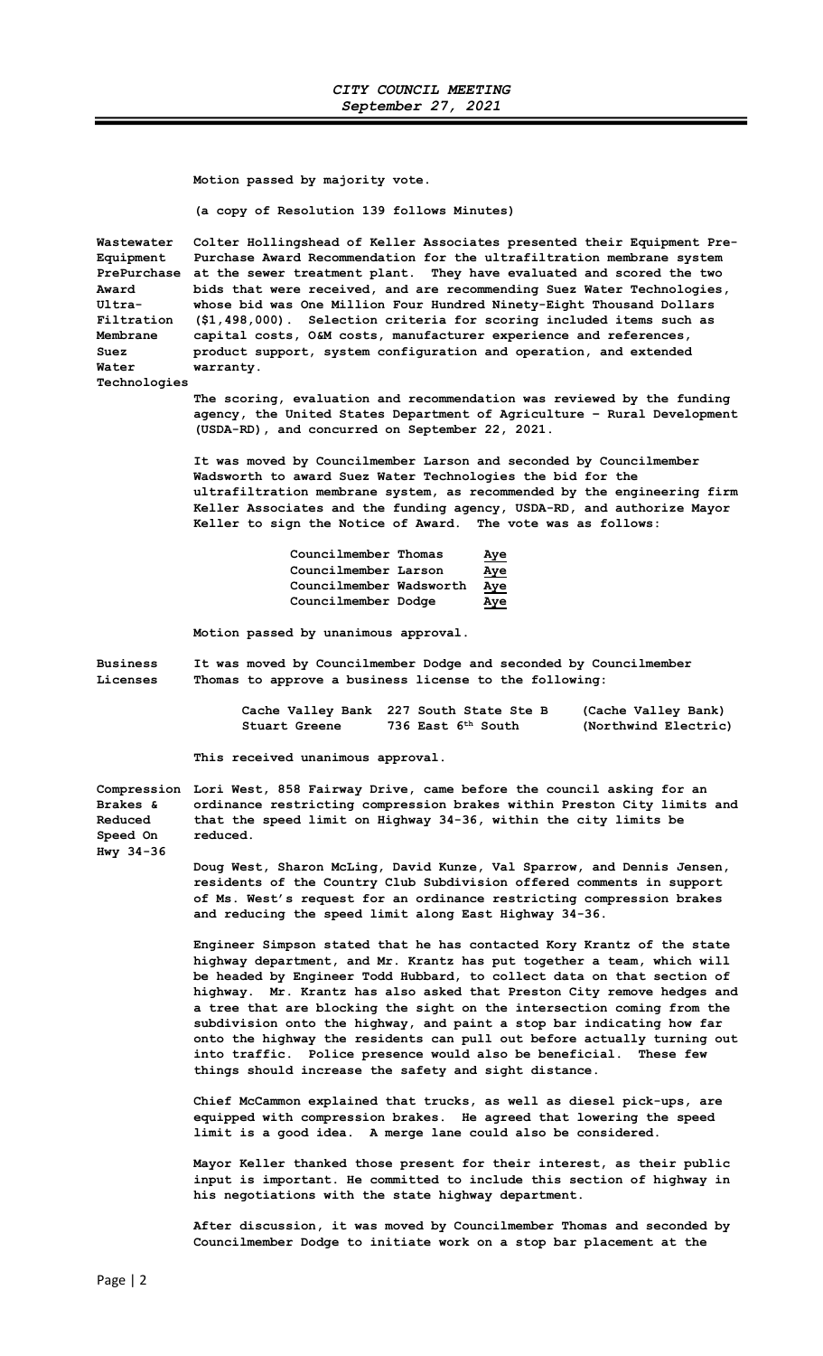**Motion passed by majority vote.**

**(a copy of Resolution 139 follows Minutes)**

**Wastewater Equipment PrePurchase Award Ultra-Filtration Membrane Suez Water Technologies**

**Colter Hollingshead of Keller Associates presented their Equipment Pre-Purchase Award Recommendation for the ultrafiltration membrane system at the sewer treatment plant. They have evaluated and scored the two bids that were received, and are recommending Suez Water Technologies, whose bid was One Million Four Hundred Ninety-Eight Thousand Dollars ($1,498,000). Selection criteria for scoring included items such as capital costs, O&M costs, manufacturer experience and references, product support, system configuration and operation, and extended warranty.**

**The scoring, evaluation and recommendation was reviewed by the funding agency, the United States Department of Agriculture – Rural Development (USDA-RD), and concurred on September 22, 2021.**

**It was moved by Councilmember Larson and seconded by Councilmember Wadsworth to award Suez Water Technologies the bid for the ultrafiltration membrane system, as recommended by the engineering firm Keller Associates and the funding agency, USDA-RD, and authorize Mayor Keller to sign the Notice of Award. The vote was as follows:**

| | |
|---|---|
| **Councilmember Thomas** | **Aye** |
| **Councilmember Larson** | **Aye** |
| **Councilmember Wadsworth** | **Aye** |
| **Councilmember Dodge** | **Aye** |

**Motion passed by unanimous approval.**

**Business Licenses**

**It was moved by Councilmember Dodge and seconded by Councilmember Thomas to approve a business license to the following:**

| | | |
|---|---|---|
| **Cache Valley Bank** | **227 South State Ste B** | **(Cache Valley Bank)** |
| **Stuart Greene** | **736 East 6th South** | **(Northwind Electric)** |

**This received unanimous approval.**

**Compression Brakes & Reduced Speed On Hwy 34-36**

**Lori West, 858 Fairway Drive, came before the council asking for an ordinance restricting compression brakes within Preston City limits and that the speed limit on Highway 34-36, within the city limits be reduced.**

**Doug West, Sharon McLing, David Kunze, Val Sparrow, and Dennis Jensen, residents of the Country Club Subdivision offered comments in support of Ms. West's request for an ordinance restricting compression brakes and reducing the speed limit along East Highway 34-36.**

**Engineer Simpson stated that he has contacted Kory Krantz of the state highway department, and Mr. Krantz has put together a team, which will be headed by Engineer Todd Hubbard, to collect data on that section of highway. Mr. Krantz has also asked that Preston City remove hedges and a tree that are blocking the sight on the intersection coming from the subdivision onto the highway, and paint a stop bar indicating how far onto the highway the residents can pull out before actually turning out into traffic. Police presence would also be beneficial. These few things should increase the safety and sight distance.**

**Chief McCammon explained that trucks, as well as diesel pick-ups, are equipped with compression brakes. He agreed that lowering the speed limit is a good idea. A merge lane could also be considered.**

**Mayor Keller thanked those present for their interest, as their public input is important. He committed to include this section of highway in his negotiations with the state highway department.**

**After discussion, it was moved by Councilmember Thomas and seconded by Councilmember Dodge to initiate work on a stop bar placement at the**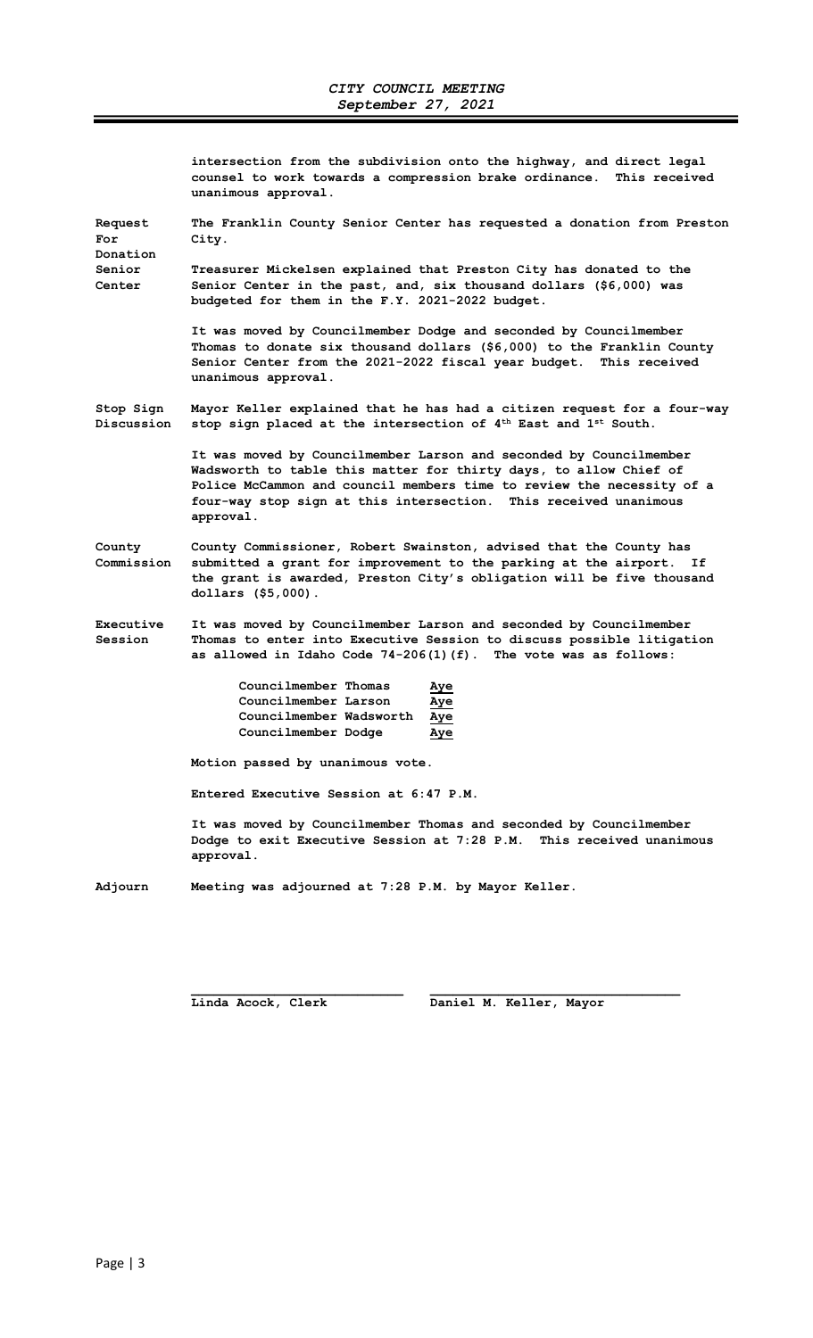intersection from the subdivision onto the highway, and direct legal counsel to work towards a compression brake ordinance. This received unanimous approval.

**Request For Donation Senior Center**

The Franklin County Senior Center has requested a donation from Preston City.

Treasurer Mickelsen explained that Preston City has donated to the Senior Center in the past, and, six thousand dollars ($6,000) was budgeted for them in the F.Y. 2021-2022 budget.

It was moved by Councilmember Dodge and seconded by Councilmember Thomas to donate six thousand dollars ($6,000) to the Franklin County Senior Center from the 2021-2022 fiscal year budget. This received unanimous approval.

**Stop Sign Discussion**

Mayor Keller explained that he has had a citizen request for a four-way stop sign placed at the intersection of 4th East and 1st South.

It was moved by Councilmember Larson and seconded by Councilmember Wadsworth to table this matter for thirty days, to allow Chief of Police McCammon and council members time to review the necessity of a four-way stop sign at this intersection. This received unanimous approval.

**County Commission**

County Commissioner, Robert Swainston, advised that the County has submitted a grant for improvement to the parking at the airport. If the grant is awarded, Preston City's obligation will be five thousand dollars ($5,000).

**Executive Session**

It was moved by Councilmember Larson and seconded by Councilmember Thomas to enter into Executive Session to discuss possible litigation as allowed in Idaho Code 74-206(1)(f). The vote was as follows:

| | |
|---|---|
| Councilmember Thomas | Aye |
| Councilmember Larson | Aye |
| Councilmember Wadsworth | Aye |
| Councilmember Dodge | Aye |

Motion passed by unanimous vote.

Entered Executive Session at 6:47 P.M.

It was moved by Councilmember Thomas and seconded by Councilmember Dodge to exit Executive Session at 7:28 P.M. This received unanimous approval.

**Adjourn**

Meeting was adjourned at 7:28 P.M. by Mayor Keller.

\_\_\_\_\_\_\_\_\_\_\_\_\_\_\_\_\_\_\_\_\_\_\_\_\_\_\_\_ \_\_\_\_\_\_\_\_\_\_\_\_\_\_\_\_\_\_\_\_\_\_\_\_\_\_\_\_\_\_\_\_\_

Linda Acock, Clerk Daniel M. Keller, Mayor